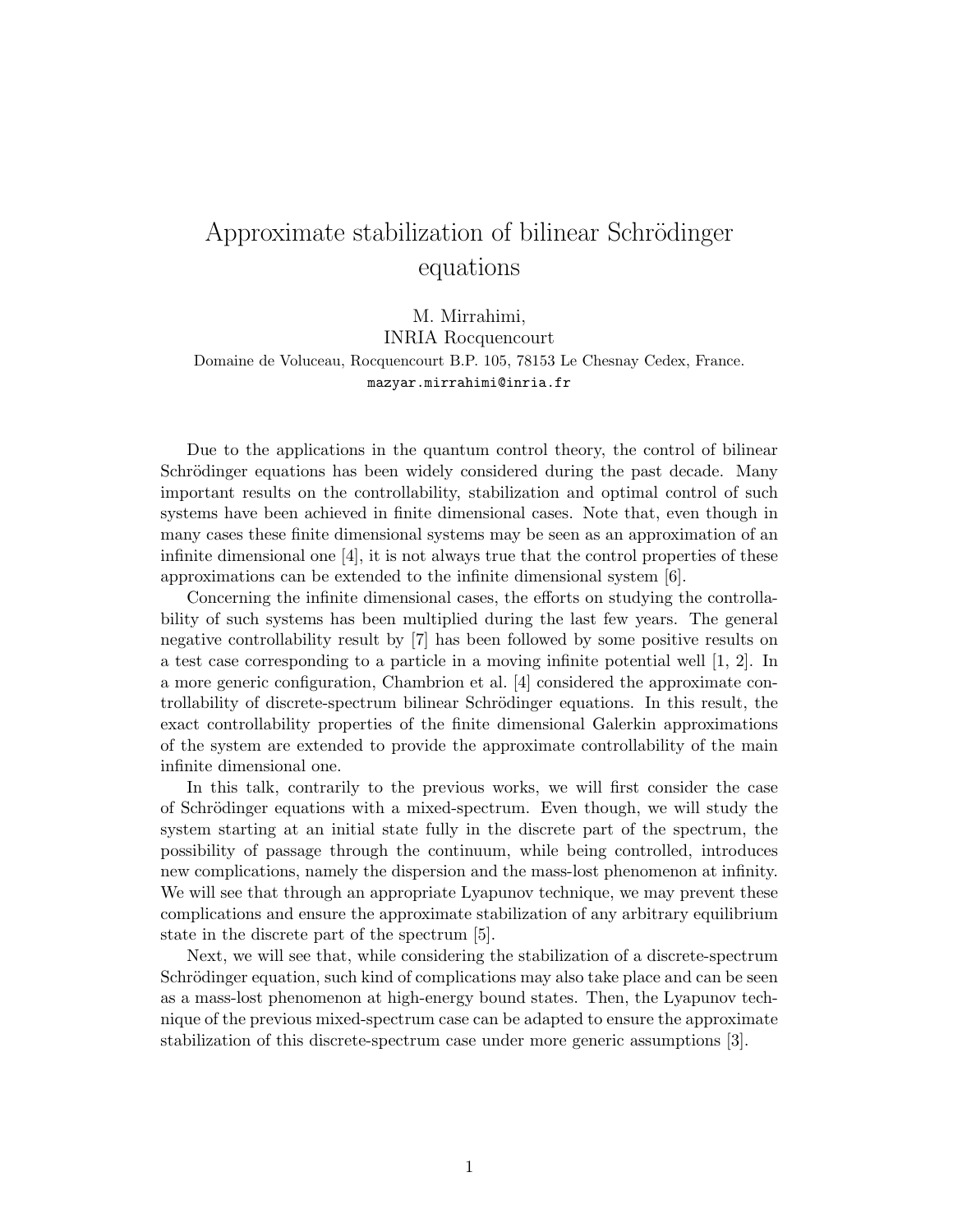# Approximate stabilization of bilinear Schrödinger equations

M. Mirrahimi,  
INRIA Rocquencourt  
Domaine de Voluceau, Rocquencourt B.P. 105, 78153 Le Chesnay Cedex, France.  
mazyar.mirrahimi@inria.fr

Due to the applications in the quantum control theory, the control of bilinear Schrödinger equations has been widely considered during the past decade. Many important results on the controllability, stabilization and optimal control of such systems have been achieved in finite dimensional cases. Note that, even though in many cases these finite dimensional systems may be seen as an approximation of an infinite dimensional one [4], it is not always true that the control properties of these approximations can be extended to the infinite dimensional system [6].

Concerning the infinite dimensional cases, the efforts on studying the controllability of such systems has been multiplied during the last few years. The general negative controllability result by [7] has been followed by some positive results on a test case corresponding to a particle in a moving infinite potential well [1, 2]. In a more generic configuration, Chambrion et al. [4] considered the approximate controllability of discrete-spectrum bilinear Schrödinger equations. In this result, the exact controllability properties of the finite dimensional Galerkin approximations of the system are extended to provide the approximate controllability of the main infinite dimensional one.

In this talk, contrarily to the previous works, we will first consider the case of Schrödinger equations with a mixed-spectrum. Even though, we will study the system starting at an initial state fully in the discrete part of the spectrum, the possibility of passage through the continuum, while being controlled, introduces new complications, namely the dispersion and the mass-lost phenomenon at infinity. We will see that through an appropriate Lyapunov technique, we may prevent these complications and ensure the approximate stabilization of any arbitrary equilibrium state in the discrete part of the spectrum [5].

Next, we will see that, while considering the stabilization of a discrete-spectrum Schrödinger equation, such kind of complications may also take place and can be seen as a mass-lost phenomenon at high-energy bound states. Then, the Lyapunov technique of the previous mixed-spectrum case can be adapted to ensure the approximate stabilization of this discrete-spectrum case under more generic assumptions [3].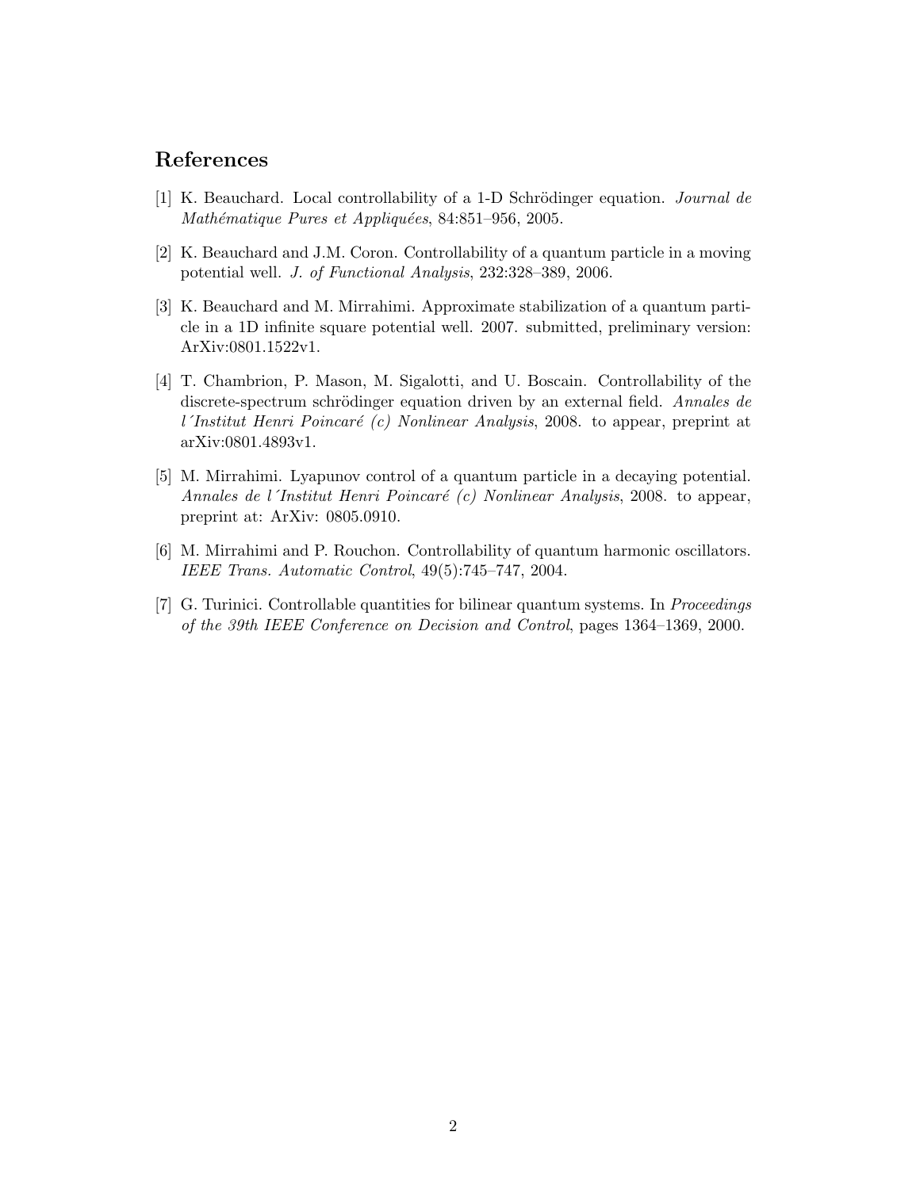## References

[1] K. Beauchard. Local controllability of a 1-D Schrödinger equation. *Journal de Mathématique Pures et Appliquées*, 84:851–956, 2005.

[2] K. Beauchard and J.M. Coron. Controllability of a quantum particle in a moving potential well. *J. of Functional Analysis*, 232:328–389, 2006.

[3] K. Beauchard and M. Mirrahimi. Approximate stabilization of a quantum particle in a 1D infinite square potential well. 2007. submitted, preliminary version: ArXiv:0801.1522v1.

[4] T. Chambrion, P. Mason, M. Sigalotti, and U. Boscain. Controllability of the discrete-spectrum schrödinger equation driven by an external field. *Annales de l´Institut Henri Poincaré (c) Nonlinear Analysis*, 2008. to appear, preprint at arXiv:0801.4893v1.

[5] M. Mirrahimi. Lyapunov control of a quantum particle in a decaying potential. *Annales de l´Institut Henri Poincaré (c) Nonlinear Analysis*, 2008. to appear, preprint at: ArXiv: 0805.0910.

[6] M. Mirrahimi and P. Rouchon. Controllability of quantum harmonic oscillators. *IEEE Trans. Automatic Control*, 49(5):745–747, 2004.

[7] G. Turinici. Controllable quantities for bilinear quantum systems. In *Proceedings of the 39th IEEE Conference on Decision and Control*, pages 1364–1369, 2000.